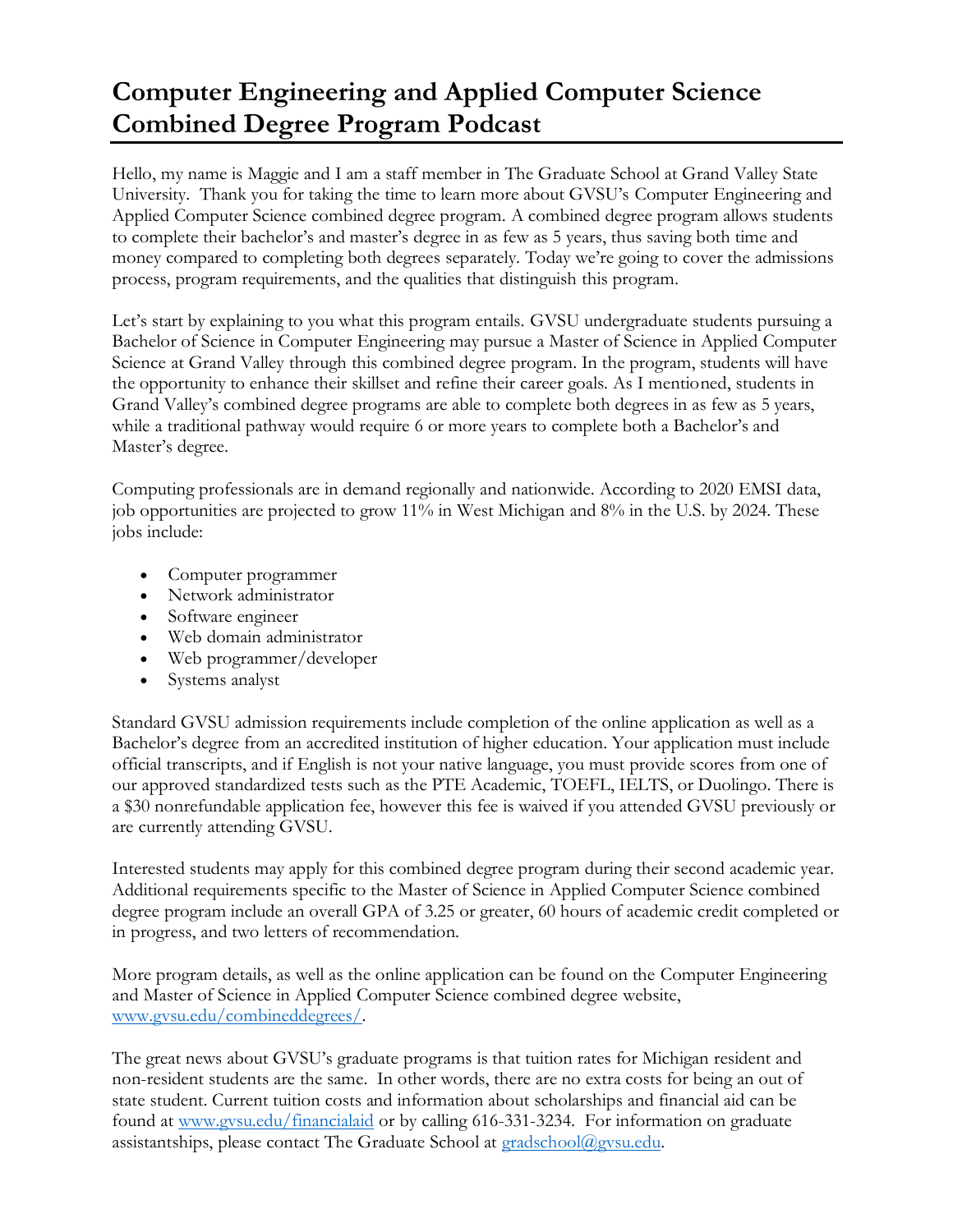# Computer Engineering and Applied Computer Science Combined Degree Program Podcast

Hello, my name is Maggie and I am a staff member in The Graduate School at Grand Valley State University. Thank you for taking the time to learn more about GVSU's Computer Engineering and Applied Computer Science combined degree program. A combined degree program allows students to complete their bachelor's and master's degree in as few as 5 years, thus saving both time and money compared to completing both degrees separately. Today we're going to cover the admissions process, program requirements, and the qualities that distinguish this program.

Let's start by explaining to you what this program entails. GVSU undergraduate students pursuing a Bachelor of Science in Computer Engineering may pursue a Master of Science in Applied Computer Science at Grand Valley through this combined degree program. In the program, students will have the opportunity to enhance their skillset and refine their career goals. As I mentioned, students in Grand Valley's combined degree programs are able to complete both degrees in as few as 5 years, while a traditional pathway would require 6 or more years to complete both a Bachelor's and Master's degree.

Computing professionals are in demand regionally and nationwide. According to 2020 EMSI data, job opportunities are projected to grow 11% in West Michigan and 8% in the U.S. by 2024. These jobs include:

- Computer programmer
- Network administrator
- Software engineer
- Web domain administrator
- Web programmer/developer
- Systems analyst

Standard GVSU admission requirements include completion of the online application as well as a Bachelor's degree from an accredited institution of higher education. Your application must include official transcripts, and if English is not your native language, you must provide scores from one of our approved standardized tests such as the PTE Academic, TOEFL, IELTS, or Duolingo. There is a $30 nonrefundable application fee, however this fee is waived if you attended GVSU previously or are currently attending GVSU.

Interested students may apply for this combined degree program during their second academic year. Additional requirements specific to the Master of Science in Applied Computer Science combined degree program include an overall GPA of 3.25 or greater, 60 hours of academic credit completed or in progress, and two letters of recommendation.

More program details, as well as the online application can be found on the Computer Engineering and Master of Science in Applied Computer Science combined degree website, [www.gvsu.edu/combineddegrees/](www.gvsu.edu/combineddegrees/).

The great news about GVSU's graduate programs is that tuition rates for Michigan resident and non-resident students are the same. In other words, there are no extra costs for being an out of state student. Current tuition costs and information about scholarships and financial aid can be found at [www.gvsu.edu/financialaid](www.gvsu.edu/financialaid) or by calling 616-331-3234. For information on graduate assistantships, please contact The Graduate School at [gradschool@gvsu.edu](mailto:gradschool@gvsu.edu).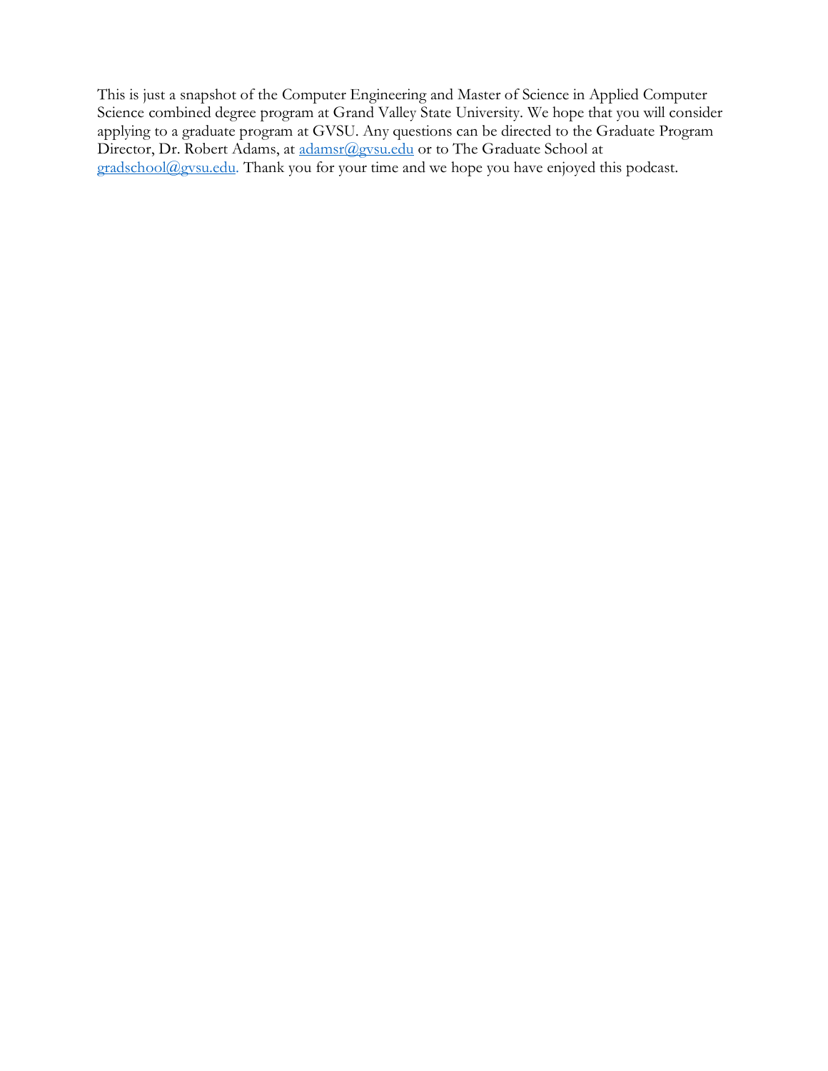This is just a snapshot of the Computer Engineering and Master of Science in Applied Computer Science combined degree program at Grand Valley State University. We hope that you will consider applying to a graduate program at GVSU. Any questions can be directed to the Graduate Program Director, Dr. Robert Adams, at adamsr@gvsu.edu or to The Graduate School at gradschool@gvsu.edu. Thank you for your time and we hope you have enjoyed this podcast.